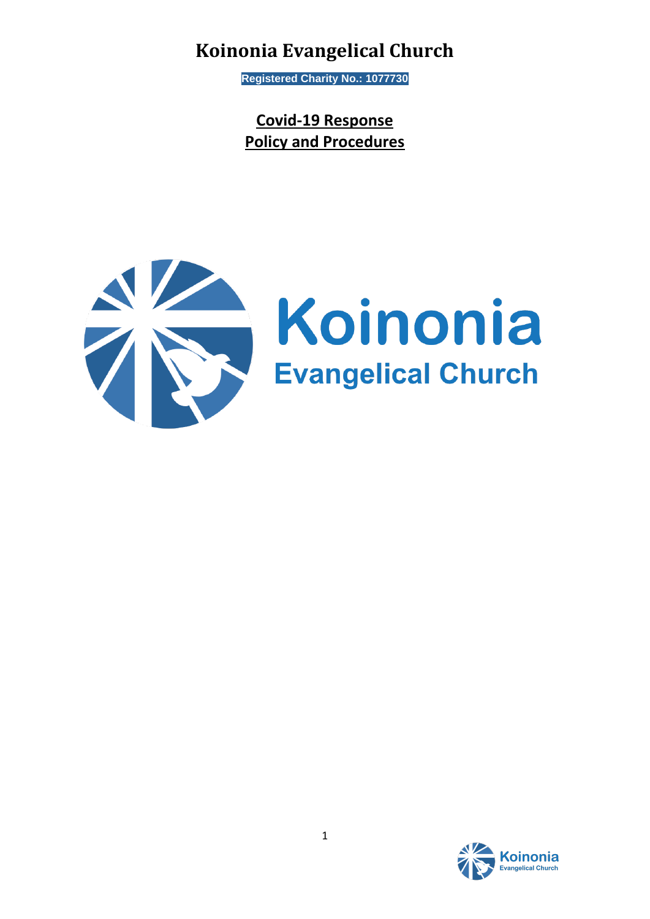# Koinonia Evangelical Church

**Registered Charity No.: 1077730**

## **Covid-19 Response**
## **Policy and Procedures**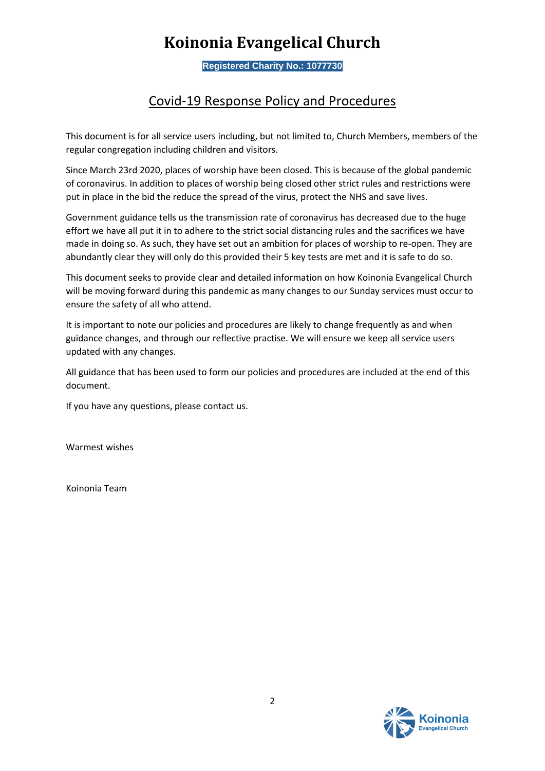# Koinonia Evangelical Church

**Registered Charity No.: 1077730**

## Covid-19 Response Policy and Procedures

This document is for all service users including, but not limited to, Church Members, members of the regular congregation including children and visitors.

Since March 23rd 2020, places of worship have been closed. This is because of the global pandemic of coronavirus. In addition to places of worship being closed other strict rules and restrictions were put in place in the bid the reduce the spread of the virus, protect the NHS and save lives.

Government guidance tells us the transmission rate of coronavirus has decreased due to the huge effort we have all put it in to adhere to the strict social distancing rules and the sacrifices we have made in doing so. As such, they have set out an ambition for places of worship to re-open. They are abundantly clear they will only do this provided their 5 key tests are met and it is safe to do so.

This document seeks to provide clear and detailed information on how Koinonia Evangelical Church will be moving forward during this pandemic as many changes to our Sunday services must occur to ensure the safety of all who attend.

It is important to note our policies and procedures are likely to change frequently as and when guidance changes, and through our reflective practise. We will ensure we keep all service users updated with any changes.

All guidance that has been used to form our policies and procedures are included at the end of this document.

If you have any questions, please contact us.

Warmest wishes

Koinonia Team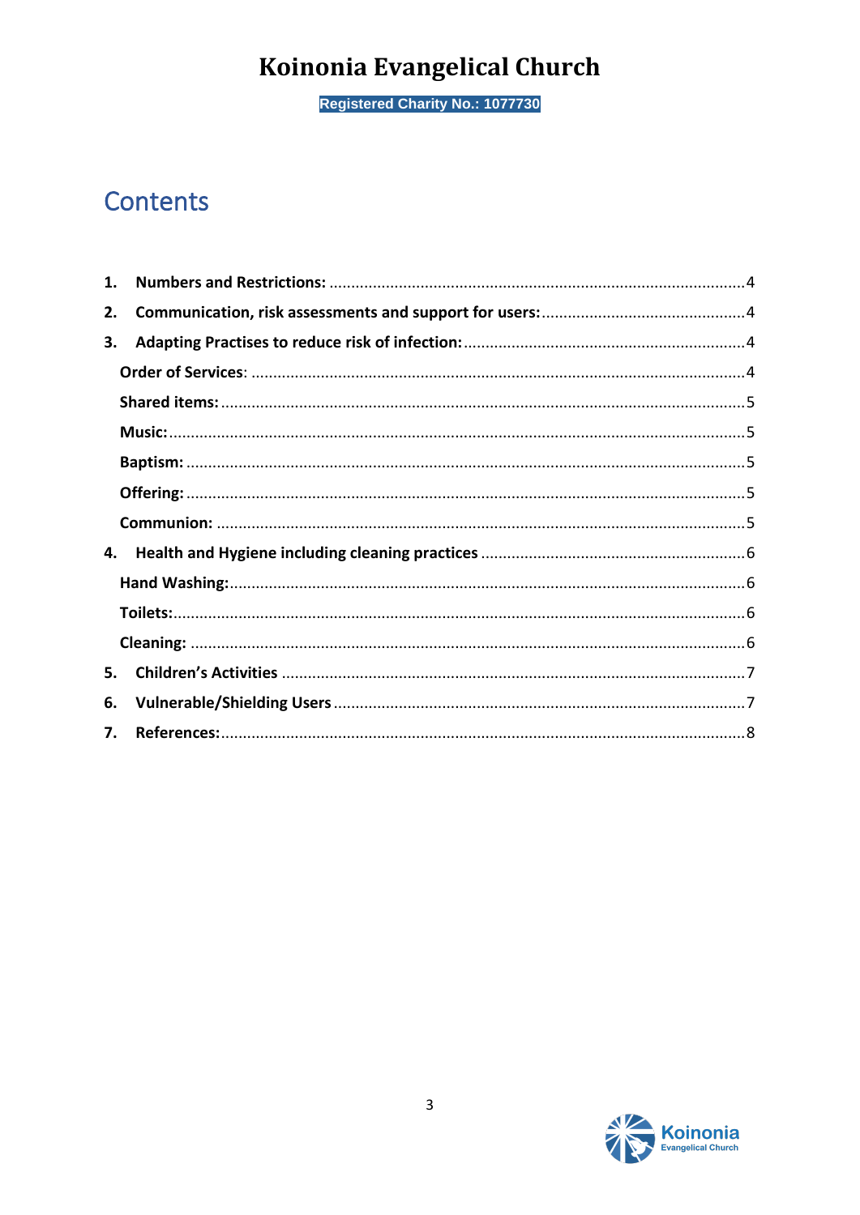# Koinonia Evangelical Church

Registered Charity No.: 1077730

## Contents

1. **Numbers and Restrictions:** ........ 4
2. **Communication, risk assessments and support for users:** ........ 4
3. **Adapting Practises to reduce risk of infection:** ........ 4
   - **Order of Services**: ........ 4
   - **Shared items:** ........ 5
   - **Music:** ........ 5
   - **Baptism:** ........ 5
   - **Offering:** ........ 5
   - **Communion:** ........ 5
4. **Health and Hygiene including cleaning practices** ........ 6
   - **Hand Washing:** ........ 6
   - **Toilets:** ........ 6
   - **Cleaning:** ........ 6
5. **Children's Activities** ........ 7
6. **Vulnerable/Shielding Users** ........ 7
7. **References:** ........ 8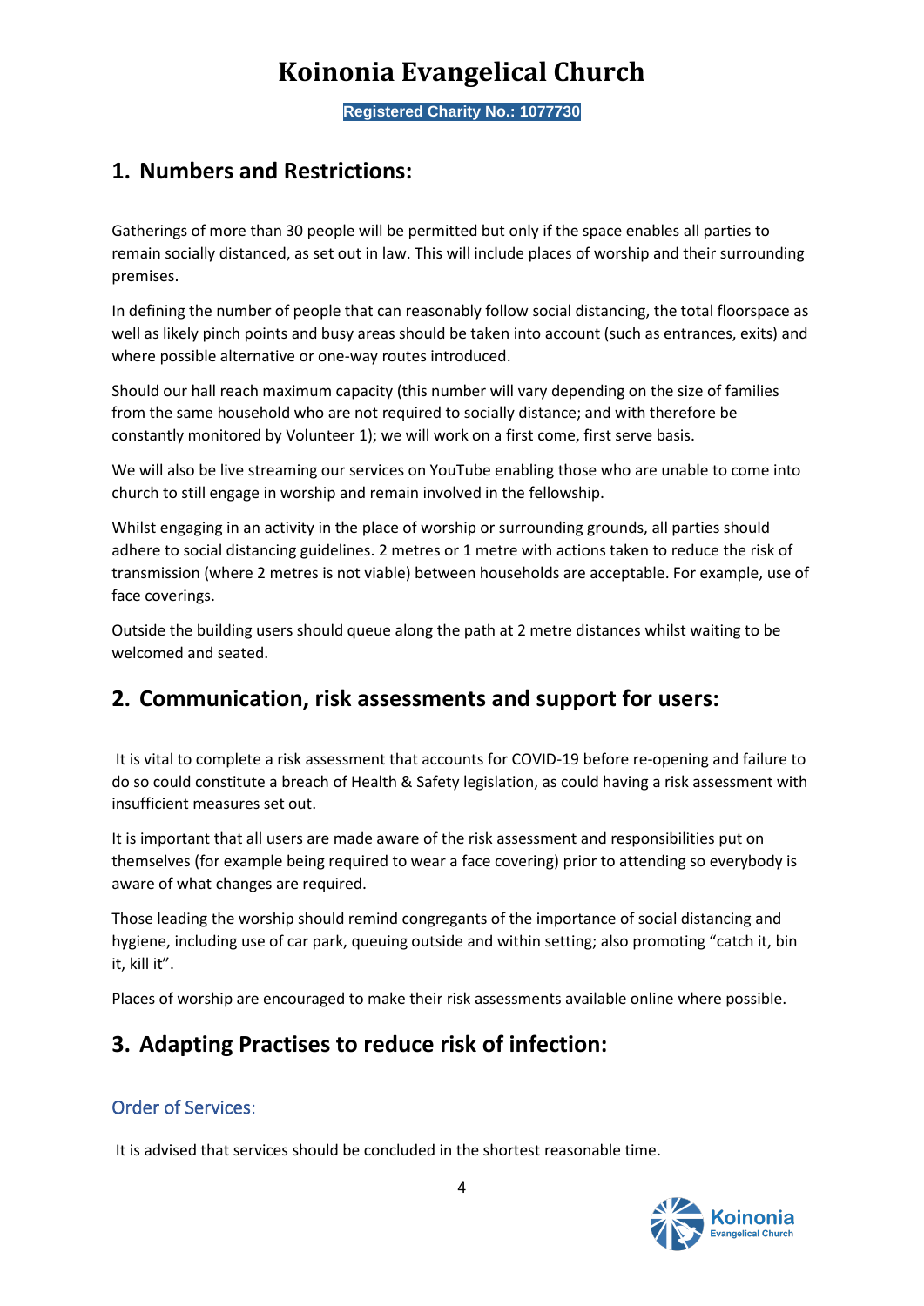## 1. Numbers and Restrictions:

Gatherings of more than 30 people will be permitted but only if the space enables all parties to remain socially distanced, as set out in law. This will include places of worship and their surrounding premises.

In defining the number of people that can reasonably follow social distancing, the total floorspace as well as likely pinch points and busy areas should be taken into account (such as entrances, exits) and where possible alternative or one-way routes introduced.

Should our hall reach maximum capacity (this number will vary depending on the size of families from the same household who are not required to socially distance; and with therefore be constantly monitored by Volunteer 1); we will work on a first come, first serve basis.

We will also be live streaming our services on YouTube enabling those who are unable to come into church to still engage in worship and remain involved in the fellowship.

Whilst engaging in an activity in the place of worship or surrounding grounds, all parties should adhere to social distancing guidelines. 2 metres or 1 metre with actions taken to reduce the risk of transmission (where 2 metres is not viable) between households are acceptable. For example, use of face coverings.

Outside the building users should queue along the path at 2 metre distances whilst waiting to be welcomed and seated.

## 2. Communication, risk assessments and support for users:

It is vital to complete a risk assessment that accounts for COVID-19 before re-opening and failure to do so could constitute a breach of Health & Safety legislation, as could having a risk assessment with insufficient measures set out.

It is important that all users are made aware of the risk assessment and responsibilities put on themselves (for example being required to wear a face covering) prior to attending so everybody is aware of what changes are required.

Those leading the worship should remind congregants of the importance of social distancing and hygiene, including use of car park, queuing outside and within setting; also promoting "catch it, bin it, kill it".

Places of worship are encouraged to make their risk assessments available online where possible.

## 3. Adapting Practises to reduce risk of infection:

### Order of Services:

It is advised that services should be concluded in the shortest reasonable time.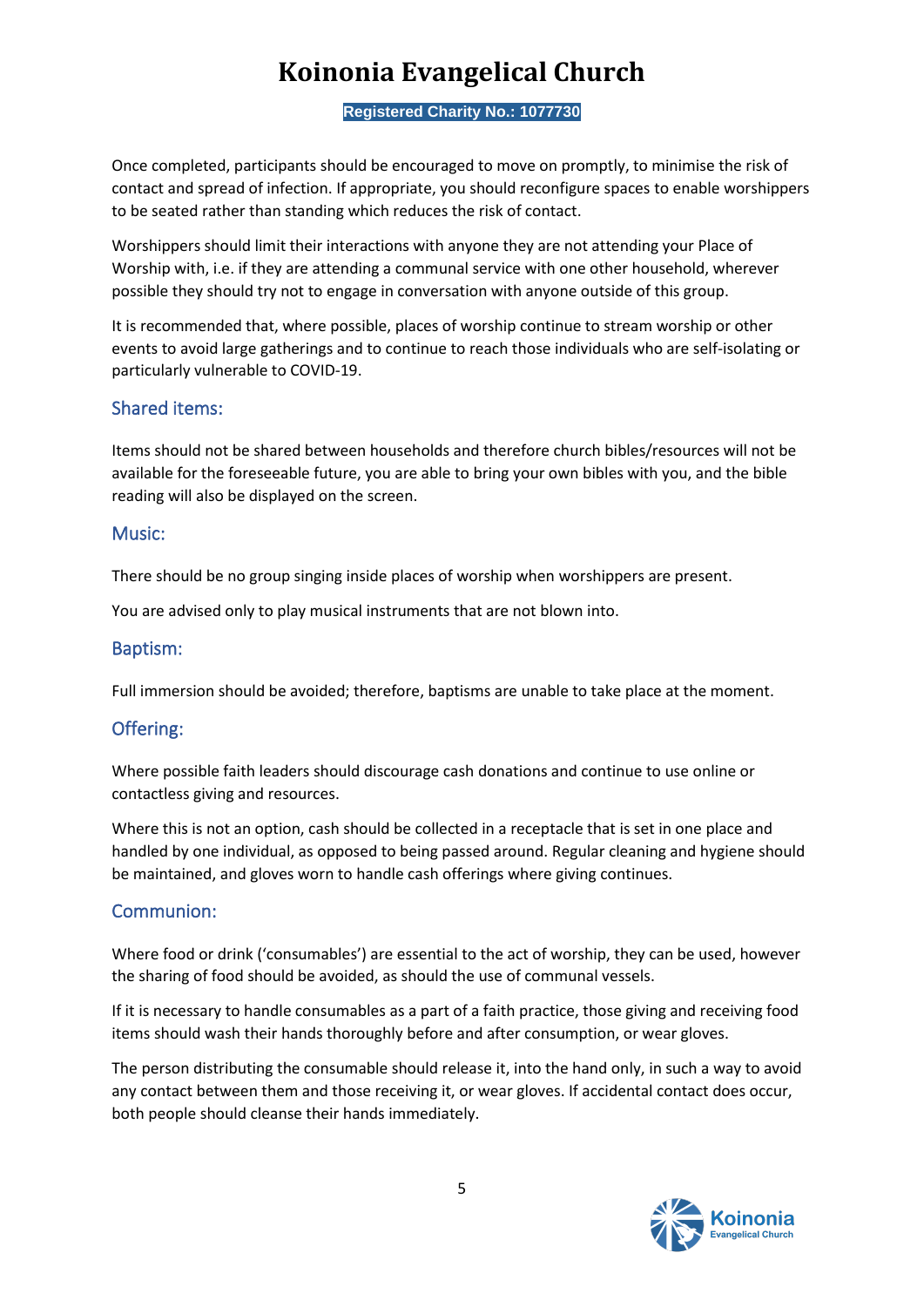Once completed, participants should be encouraged to move on promptly, to minimise the risk of contact and spread of infection. If appropriate, you should reconfigure spaces to enable worshippers to be seated rather than standing which reduces the risk of contact.

Worshippers should limit their interactions with anyone they are not attending your Place of Worship with, i.e. if they are attending a communal service with one other household, wherever possible they should try not to engage in conversation with anyone outside of this group.

It is recommended that, where possible, places of worship continue to stream worship or other events to avoid large gatherings and to continue to reach those individuals who are self-isolating or particularly vulnerable to COVID-19.

## Shared items:

Items should not be shared between households and therefore church bibles/resources will not be available for the foreseeable future, you are able to bring your own bibles with you, and the bible reading will also be displayed on the screen.

## Music:

There should be no group singing inside places of worship when worshippers are present.

You are advised only to play musical instruments that are not blown into.

## Baptism:

Full immersion should be avoided; therefore, baptisms are unable to take place at the moment.

## Offering:

Where possible faith leaders should discourage cash donations and continue to use online or contactless giving and resources.

Where this is not an option, cash should be collected in a receptacle that is set in one place and handled by one individual, as opposed to being passed around. Regular cleaning and hygiene should be maintained, and gloves worn to handle cash offerings where giving continues.

## Communion:

Where food or drink ('consumables') are essential to the act of worship, they can be used, however the sharing of food should be avoided, as should the use of communal vessels.

If it is necessary to handle consumables as a part of a faith practice, those giving and receiving food items should wash their hands thoroughly before and after consumption, or wear gloves.

The person distributing the consumable should release it, into the hand only, in such a way to avoid any contact between them and those receiving it, or wear gloves. If accidental contact does occur, both people should cleanse their hands immediately.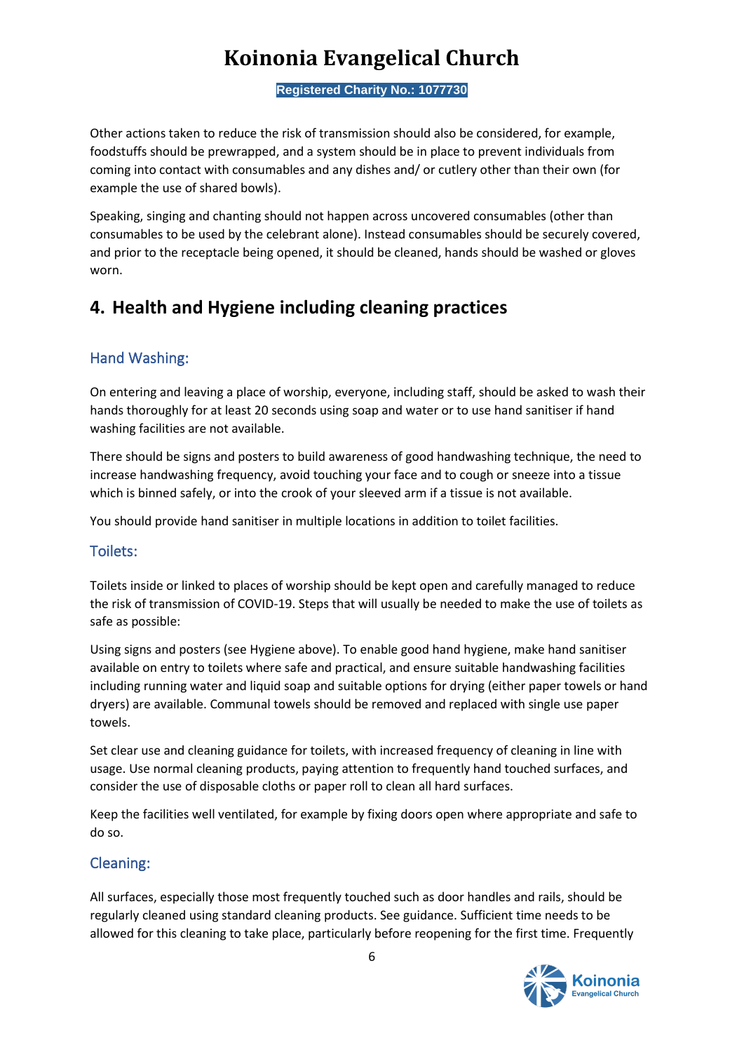Other actions taken to reduce the risk of transmission should also be considered, for example, foodstuffs should be prewrapped, and a system should be in place to prevent individuals from coming into contact with consumables and any dishes and/ or cutlery other than their own (for example the use of shared bowls).

Speaking, singing and chanting should not happen across uncovered consumables (other than consumables to be used by the celebrant alone). Instead consumables should be securely covered, and prior to the receptacle being opened, it should be cleaned, hands should be washed or gloves worn.

## 4. Health and Hygiene including cleaning practices

### Hand Washing:

On entering and leaving a place of worship, everyone, including staff, should be asked to wash their hands thoroughly for at least 20 seconds using soap and water or to use hand sanitiser if hand washing facilities are not available.

There should be signs and posters to build awareness of good handwashing technique, the need to increase handwashing frequency, avoid touching your face and to cough or sneeze into a tissue which is binned safely, or into the crook of your sleeved arm if a tissue is not available.

You should provide hand sanitiser in multiple locations in addition to toilet facilities.

### Toilets:

Toilets inside or linked to places of worship should be kept open and carefully managed to reduce the risk of transmission of COVID-19. Steps that will usually be needed to make the use of toilets as safe as possible:

Using signs and posters (see Hygiene above). To enable good hand hygiene, make hand sanitiser available on entry to toilets where safe and practical, and ensure suitable handwashing facilities including running water and liquid soap and suitable options for drying (either paper towels or hand dryers) are available. Communal towels should be removed and replaced with single use paper towels.

Set clear use and cleaning guidance for toilets, with increased frequency of cleaning in line with usage. Use normal cleaning products, paying attention to frequently hand touched surfaces, and consider the use of disposable cloths or paper roll to clean all hard surfaces.

Keep the facilities well ventilated, for example by fixing doors open where appropriate and safe to do so.

### Cleaning:

All surfaces, especially those most frequently touched such as door handles and rails, should be regularly cleaned using standard cleaning products. See guidance. Sufficient time needs to be allowed for this cleaning to take place, particularly before reopening for the first time. Frequently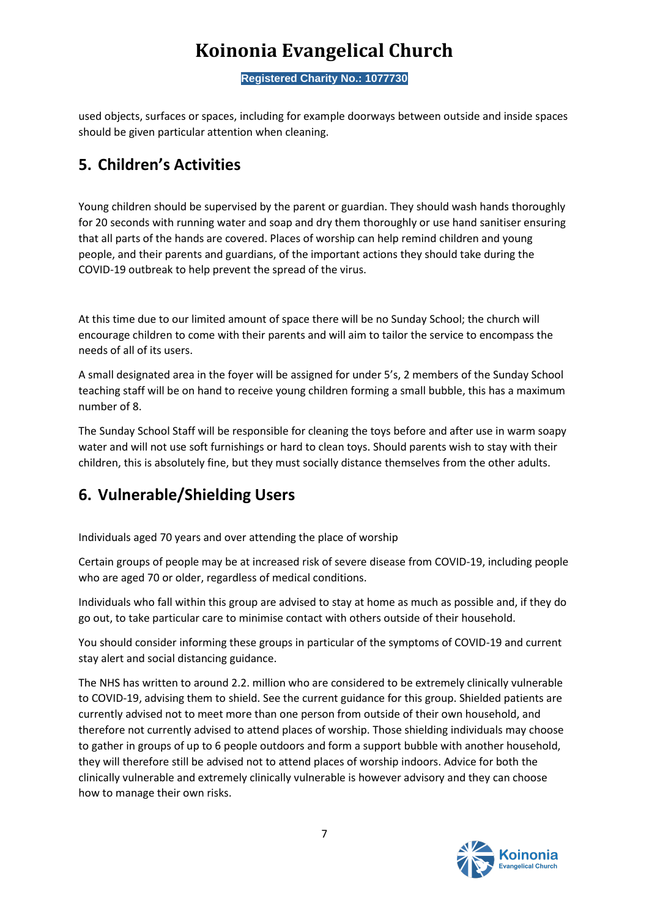used objects, surfaces or spaces, including for example doorways between outside and inside spaces should be given particular attention when cleaning.

## 5. Children's Activities

Young children should be supervised by the parent or guardian. They should wash hands thoroughly for 20 seconds with running water and soap and dry them thoroughly or use hand sanitiser ensuring that all parts of the hands are covered. Places of worship can help remind children and young people, and their parents and guardians, of the important actions they should take during the COVID-19 outbreak to help prevent the spread of the virus.

At this time due to our limited amount of space there will be no Sunday School; the church will encourage children to come with their parents and will aim to tailor the service to encompass the needs of all of its users.

A small designated area in the foyer will be assigned for under 5's, 2 members of the Sunday School teaching staff will be on hand to receive young children forming a small bubble, this has a maximum number of 8.

The Sunday School Staff will be responsible for cleaning the toys before and after use in warm soapy water and will not use soft furnishings or hard to clean toys. Should parents wish to stay with their children, this is absolutely fine, but they must socially distance themselves from the other adults.

## 6. Vulnerable/Shielding Users

Individuals aged 70 years and over attending the place of worship

Certain groups of people may be at increased risk of severe disease from COVID-19, including people who are aged 70 or older, regardless of medical conditions.

Individuals who fall within this group are advised to stay at home as much as possible and, if they do go out, to take particular care to minimise contact with others outside of their household.

You should consider informing these groups in particular of the symptoms of COVID-19 and current stay alert and social distancing guidance.

The NHS has written to around 2.2. million who are considered to be extremely clinically vulnerable to COVID-19, advising them to shield. See the current guidance for this group. Shielded patients are currently advised not to meet more than one person from outside of their own household, and therefore not currently advised to attend places of worship. Those shielding individuals may choose to gather in groups of up to 6 people outdoors and form a support bubble with another household, they will therefore still be advised not to attend places of worship indoors. Advice for both the clinically vulnerable and extremely clinically vulnerable is however advisory and they can choose how to manage their own risks.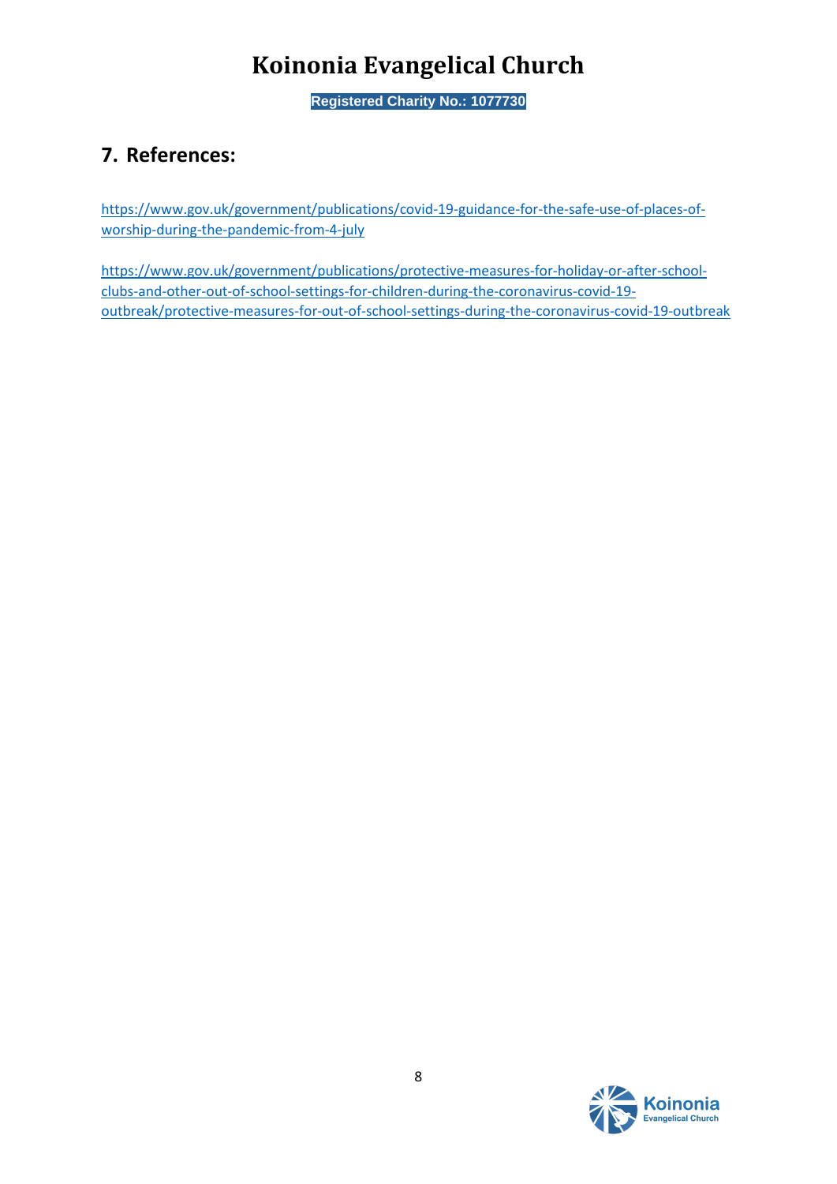## 7. References:

https://www.gov.uk/government/publications/covid-19-guidance-for-the-safe-use-of-places-of-worship-during-the-pandemic-from-4-july

https://www.gov.uk/government/publications/protective-measures-for-holiday-or-after-school-clubs-and-other-out-of-school-settings-for-children-during-the-coronavirus-covid-19-outbreak/protective-measures-for-out-of-school-settings-during-the-coronavirus-covid-19-outbreak